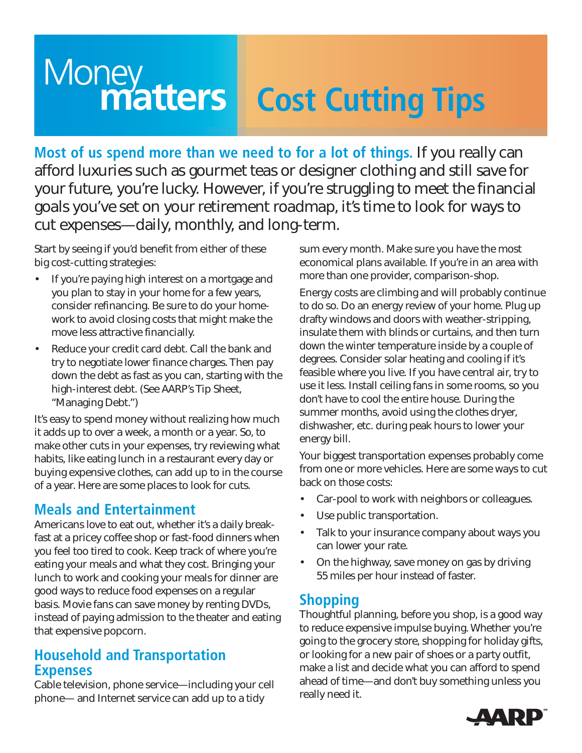# Money matters — Cost Cutting Tips

**Most of us spend more than we need to for a lot of things.** If you really can afford luxuries such as gourmet teas or designer clothing and still save for your future, you're lucky. However, if you're struggling to meet the financial goals you've set on your retirement roadmap, it's time to look for ways to cut expenses—daily, monthly, and long-term.

Start by seeing if you'd benefit from either of these big cost-cutting strategies:

- If you're paying high interest on a mortgage and you plan to stay in your home for a few years, consider refinancing. Be sure to do your homework to avoid closing costs that might make the move less attractive financially.
- Reduce your credit card debt. Call the bank and try to negotiate lower finance charges. Then pay down the debt as fast as you can, starting with the high-interest debt. (See AARP's Tip Sheet, "Managing Debt.")

It's easy to spend money without realizing how much it adds up to over a week, a month or a year. So, to make other cuts in your expenses, try reviewing what habits, like eating lunch in a restaurant every day or buying expensive clothes, can add up to in the course of a year. Here are some places to look for cuts.

## Meals and Entertainment

Americans love to eat out, whether it's a daily breakfast at a pricey coffee shop or fast-food dinners when you feel too tired to cook. Keep track of where you're eating your meals and what they cost. Bringing your lunch to work and cooking your meals for dinner are good ways to reduce food expenses on a regular basis. Movie fans can save money by renting DVDs, instead of paying admission to the theater and eating that expensive popcorn.

## Household and Transportation Expenses

Cable television, phone service—including your cell phone— and Internet service can add up to a tidy sum every month. Make sure you have the most economical plans available. If you're in an area with more than one provider, comparison-shop.

Energy costs are climbing and will probably continue to do so. Do an energy review of your home. Plug up drafty windows and doors with weather-stripping, insulate them with blinds or curtains, and then turn down the winter temperature inside by a couple of degrees. Consider solar heating and cooling if it's feasible where you live. If you have central air, try to use it less. Install ceiling fans in some rooms, so you don't have to cool the entire house. During the summer months, avoid using the clothes dryer, dishwasher, etc. during peak hours to lower your energy bill.

Your biggest transportation expenses probably come from one or more vehicles. Here are some ways to cut back on those costs:

- Car-pool to work with neighbors or colleagues.
- Use public transportation.
- Talk to your insurance company about ways you can lower your rate.
- On the highway, save money on gas by driving 55 miles per hour instead of faster.

## Shopping

Thoughtful planning, before you shop, is a good way to reduce expensive impulse buying. Whether you're going to the grocery store, shopping for holiday gifts, or looking for a new pair of shoes or a party outfit, make a list and decide what you can afford to spend ahead of time—and don't buy something unless you really need it.

AARP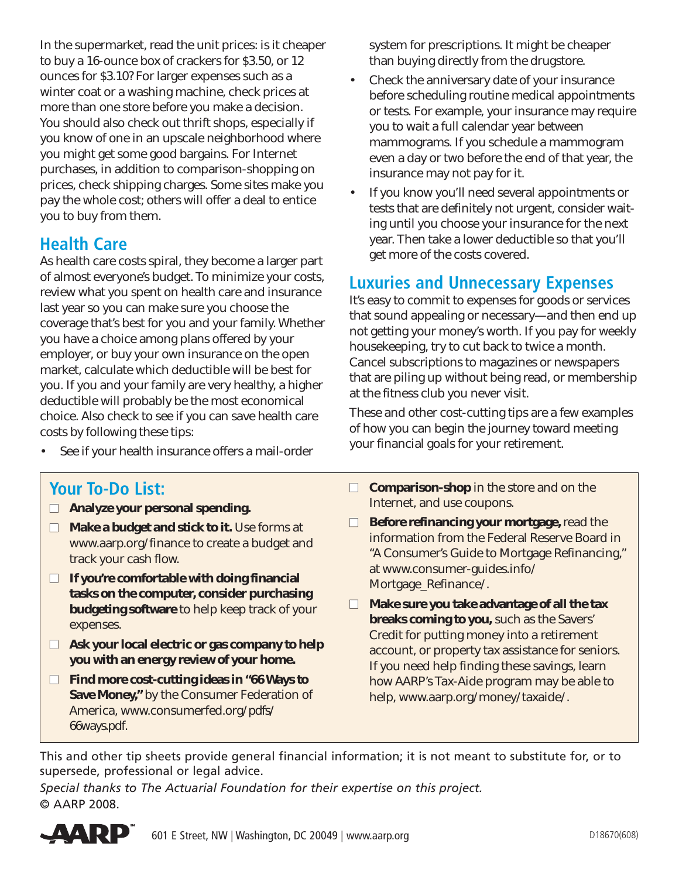In the supermarket, read the unit prices: is it cheaper to buy a 16-ounce box of crackers for $3.50, or 12 ounces for $3.10? For larger expenses such as a winter coat or a washing machine, check prices at more than one store before you make a decision. You should also check out thrift shops, especially if you know of one in an upscale neighborhood where you might get some good bargains. For Internet purchases, in addition to comparison-shopping on prices, check shipping charges. Some sites make you pay the whole cost; others will offer a deal to entice you to buy from them.

## Health Care

As health care costs spiral, they become a larger part of almost everyone's budget. To minimize your costs, review what you spent on health care and insurance last year so you can make sure you choose the coverage that's best for you and your family. Whether you have a choice among plans offered by your employer, or buy your own insurance on the open market, calculate which deductible will be best for you. If you and your family are very healthy, a higher deductible will probably be the most economical choice. Also check to see if you can save health care costs by following these tips:

- See if your health insurance offers a mail-order system for prescriptions. It might be cheaper than buying directly from the drugstore.
- Check the anniversary date of your insurance before scheduling routine medical appointments or tests. For example, your insurance may require you to wait a full calendar year between mammograms. If you schedule a mammogram even a day or two before the end of that year, the insurance may not pay for it.
- If you know you'll need several appointments or tests that are definitely not urgent, consider waiting until you choose your insurance for the next year. Then take a lower deductible so that you'll get more of the costs covered.

## Luxuries and Unnecessary Expenses

It's easy to commit to expenses for goods or services that sound appealing or necessary—and then end up not getting your money's worth. If you pay for weekly housekeeping, try to cut back to twice a month. Cancel subscriptions to magazines or newspapers that are piling up without being read, or membership at the fitness club you never visit.

These and other cost-cutting tips are a few examples of how you can begin the journey toward meeting your financial goals for your retirement.

## Your To-Do List:

- ☐ **Analyze your personal spending.**
- ☐ **Make a budget and stick to it.** Use forms at www.aarp.org/finance to create a budget and track your cash flow.
- ☐ **If you're comfortable with doing financial tasks on the computer, consider purchasing budgeting software** to help keep track of your expenses.
- ☐ **Ask your local electric or gas company to help you with an energy review of your home.**
- ☐ **Find more cost-cutting ideas in "66 Ways to Save Money,"** by the Consumer Federation of America, www.consumerfed.org/pdfs/66ways.pdf.
- ☐ **Comparison-shop** in the store and on the Internet, and use coupons.
- ☐ **Before refinancing your mortgage,** read the information from the Federal Reserve Board in "A Consumer's Guide to Mortgage Refinancing," at www.consumer-guides.info/Mortgage_Refinance/.
- ☐ **Make sure you take advantage of all the tax breaks coming to you,** such as the Savers' Credit for putting money into a retirement account, or property tax assistance for seniors. If you need help finding these savings, learn how AARP's Tax-Aide program may be able to help, www.aarp.org/money/taxaide/.

This and other tip sheets provide general financial information; it is not meant to substitute for, or to supersede, professional or legal advice.

*Special thanks to The Actuarial Foundation for their expertise on this project.*

© AARP 2008.

AARP 601 E Street, NW | Washington, DC 20049 | www.aarp.org

D18670(608)